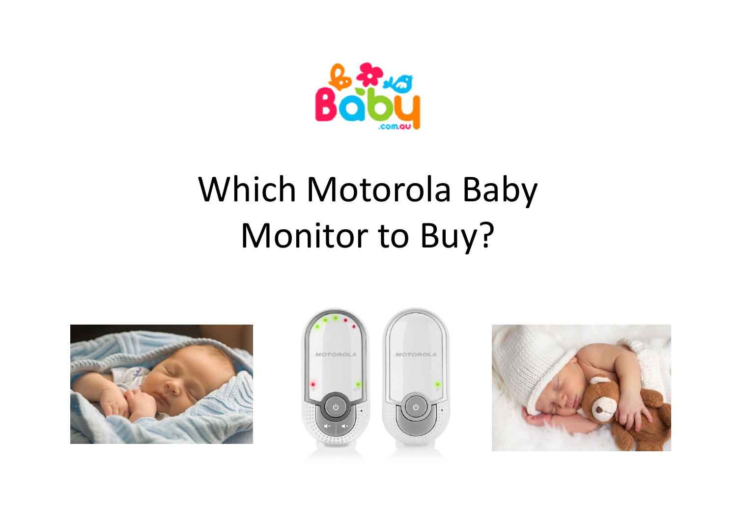# Which Motorola Baby Monitor to Buy?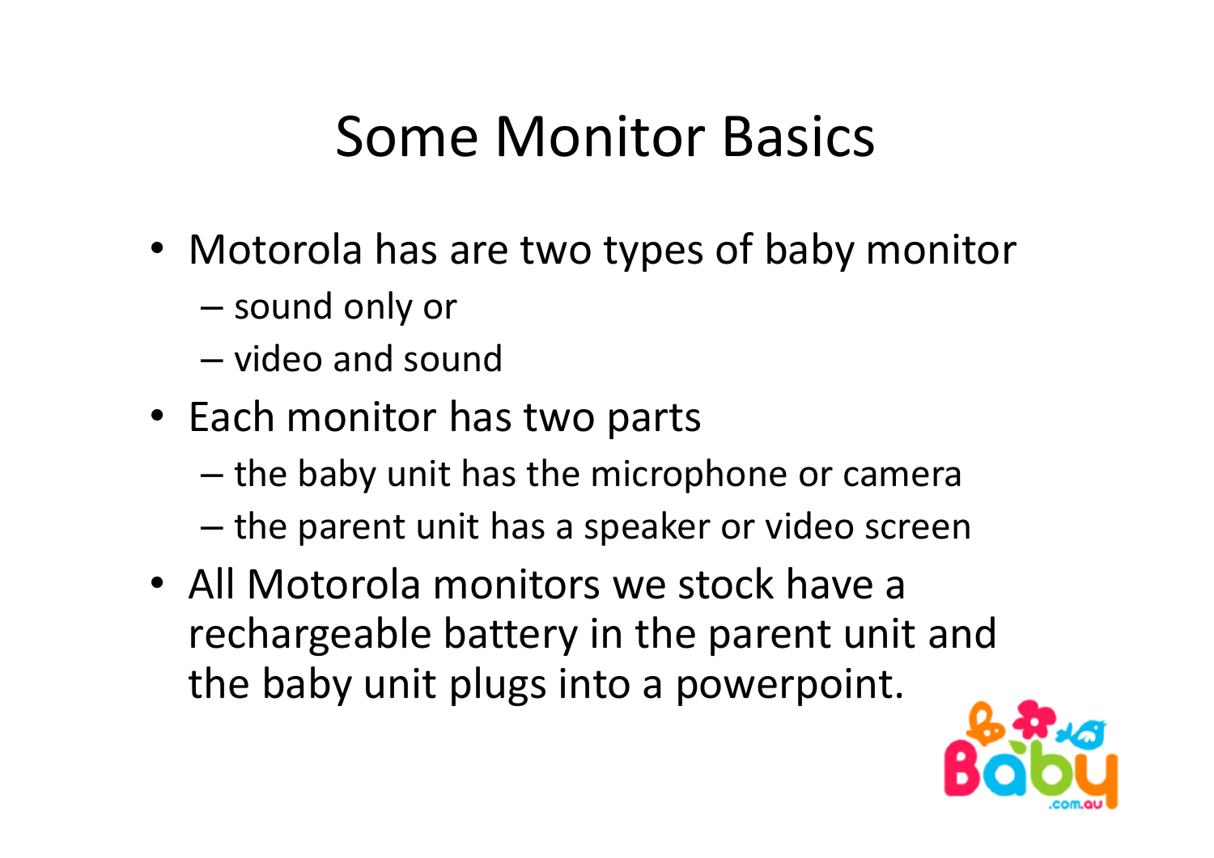# Some Monitor Basics

- Motorola has are two types of baby monitor
  - sound only or
  - video and sound
- Each monitor has two parts
  - the baby unit has the microphone or camera
  - the parent unit has a speaker or video screen
- All Motorola monitors we stock have a rechargeable battery in the parent unit and the baby unit plugs into a powerpoint.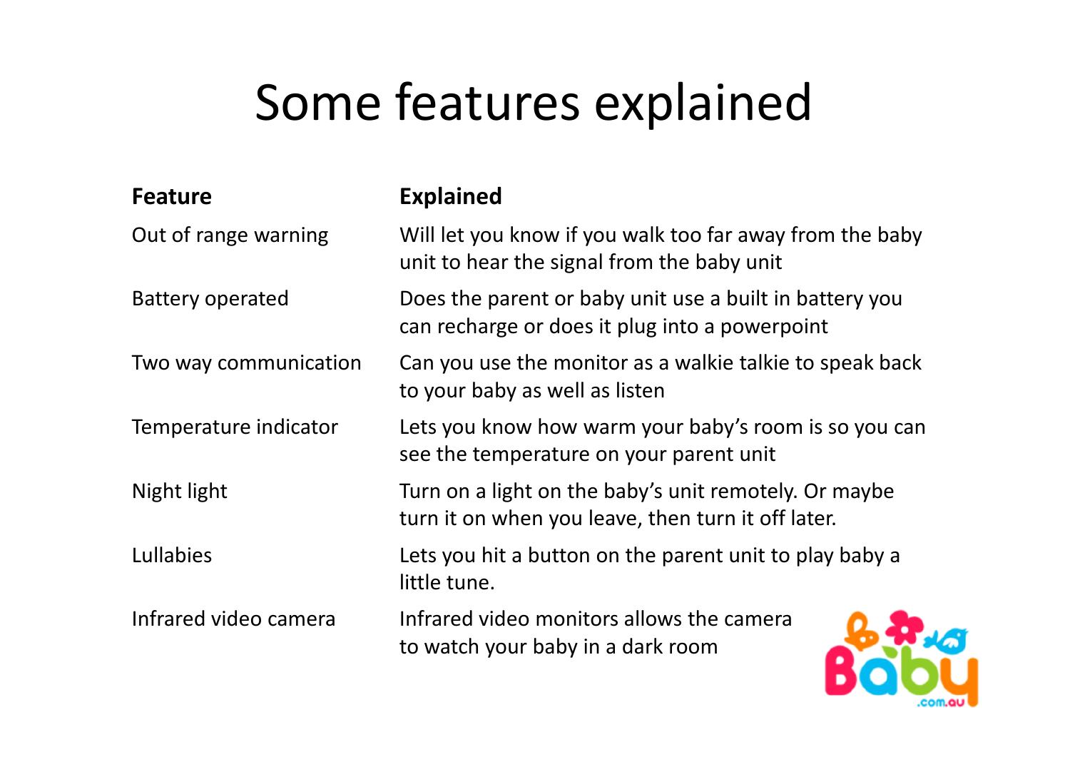# Some features explained

| Feature | Explained |
| --- | --- |
| Out of range warning | Will let you know if you walk too far away from the baby unit to hear the signal from the baby unit |
| Battery operated | Does the parent or baby unit use a built in battery you can recharge or does it plug into a powerpoint |
| Two way communication | Can you use the monitor as a walkie talkie to speak back to your baby as well as listen |
| Temperature indicator | Lets you know how warm your baby's room is so you can see the temperature on your parent unit |
| Night light | Turn on a light on the baby's unit remotely. Or maybe turn it on when you leave, then turn it off later. |
| Lullabies | Lets you hit a button on the parent unit to play baby a little tune. |
| Infrared video camera | Infrared video monitors allows the camera to watch your baby in a dark room |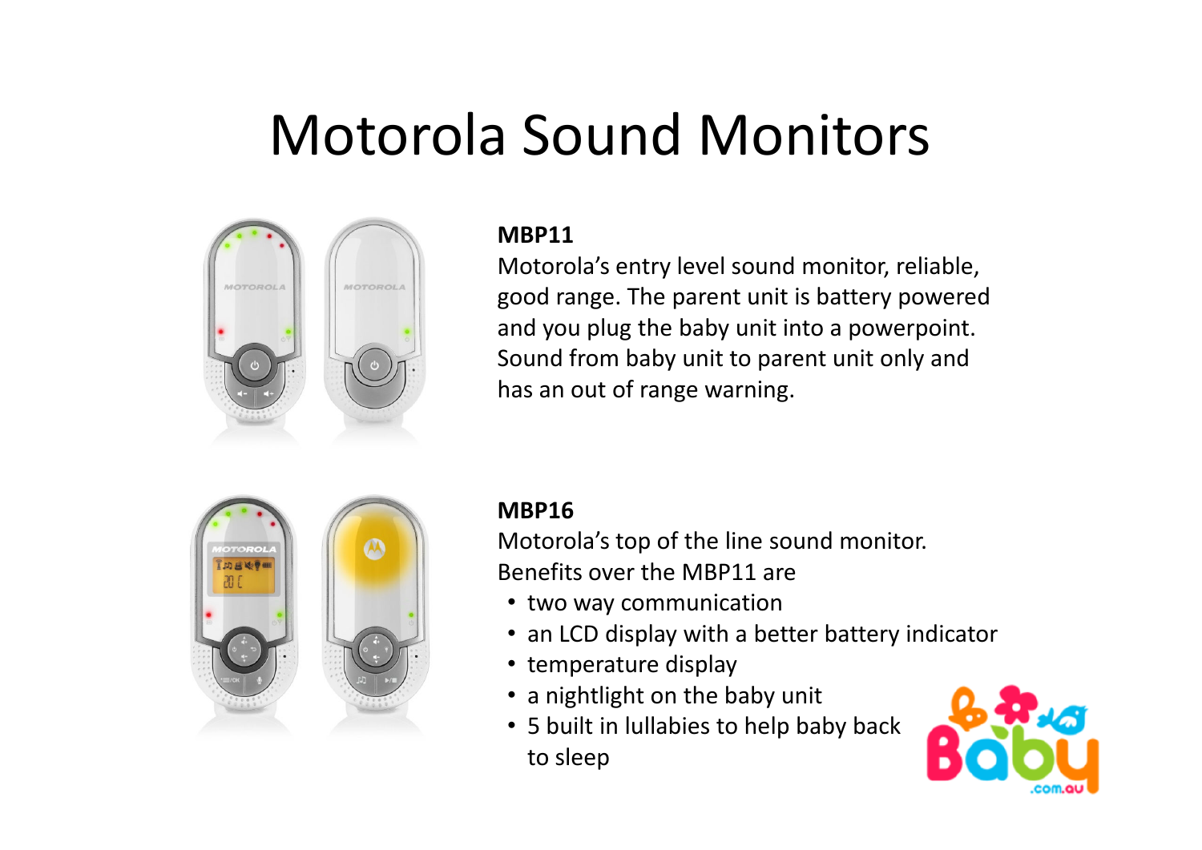# Motorola Sound Monitors

**MBP11**

Motorola's entry level sound monitor, reliable, good range. The parent unit is battery powered and you plug the baby unit into a powerpoint. Sound from baby unit to parent unit only and has an out of range warning.

**MBP16**

Motorola's top of the line sound monitor. Benefits over the MBP11 are

- two way communication
- an LCD display with a better battery indicator
- temperature display
- a nightlight on the baby unit
- 5 built in lullabies to help baby back to sleep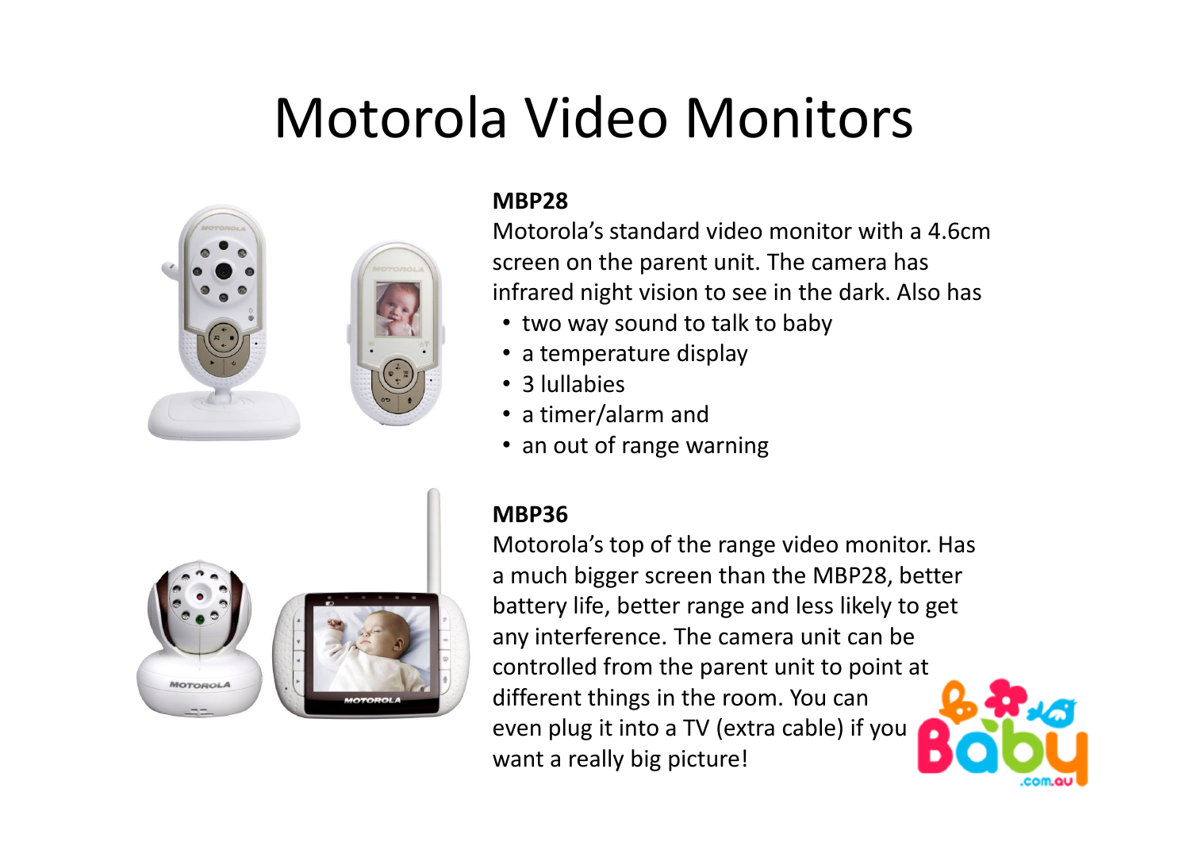# Motorola Video Monitors

**MBP28**

Motorola's standard video monitor with a 4.6cm screen on the parent unit. The camera has infrared night vision to see in the dark. Also has

- two way sound to talk to baby
- a temperature display
- 3 lullabies
- a timer/alarm and
- an out of range warning

**MBP36**

Motorola's top of the range video monitor. Has a much bigger screen than the MBP28, better battery life, better range and less likely to get any interference. The camera unit can be controlled from the parent unit to point at different things in the room. You can even plug it into a TV (extra cable) if you want a really big picture!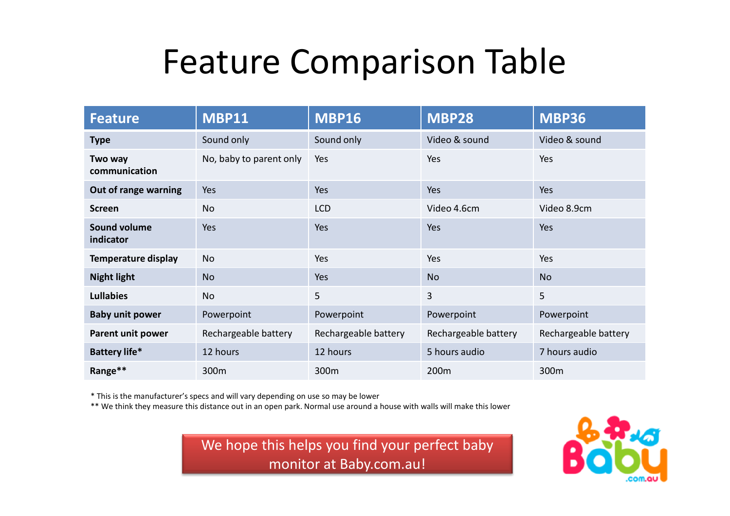# Feature Comparison Table

| Feature | MBP11 | MBP16 | MBP28 | MBP36 |
|---|---|---|---|---|
| **Type** | Sound only | Sound only | Video & sound | Video & sound |
| **Two way communication** | No, baby to parent only | Yes | Yes | Yes |
| **Out of range warning** | Yes | Yes | Yes | Yes |
| **Screen** | No | LCD | Video 4.6cm | Video 8.9cm |
| **Sound volume indicator** | Yes | Yes | Yes | Yes |
| **Temperature display** | No | Yes | Yes | Yes |
| **Night light** | No | Yes | No | No |
| **Lullabies** | No | 5 | 3 | 5 |
| **Baby unit power** | Powerpoint | Powerpoint | Powerpoint | Powerpoint |
| **Parent unit power** | Rechargeable battery | Rechargeable battery | Rechargeable battery | Rechargeable battery |
| **Battery life*** | 12 hours | 12 hours | 5 hours audio | 7 hours audio |
| **Range**** | 300m | 300m | 200m | 300m |

* This is the manufacturer's specs and will vary depending on use so may be lower

** We think they measure this distance out in an open park. Normal use around a house with walls will make this lower

We hope this helps you find your perfect baby monitor at Baby.com.au!

Baby .com.au